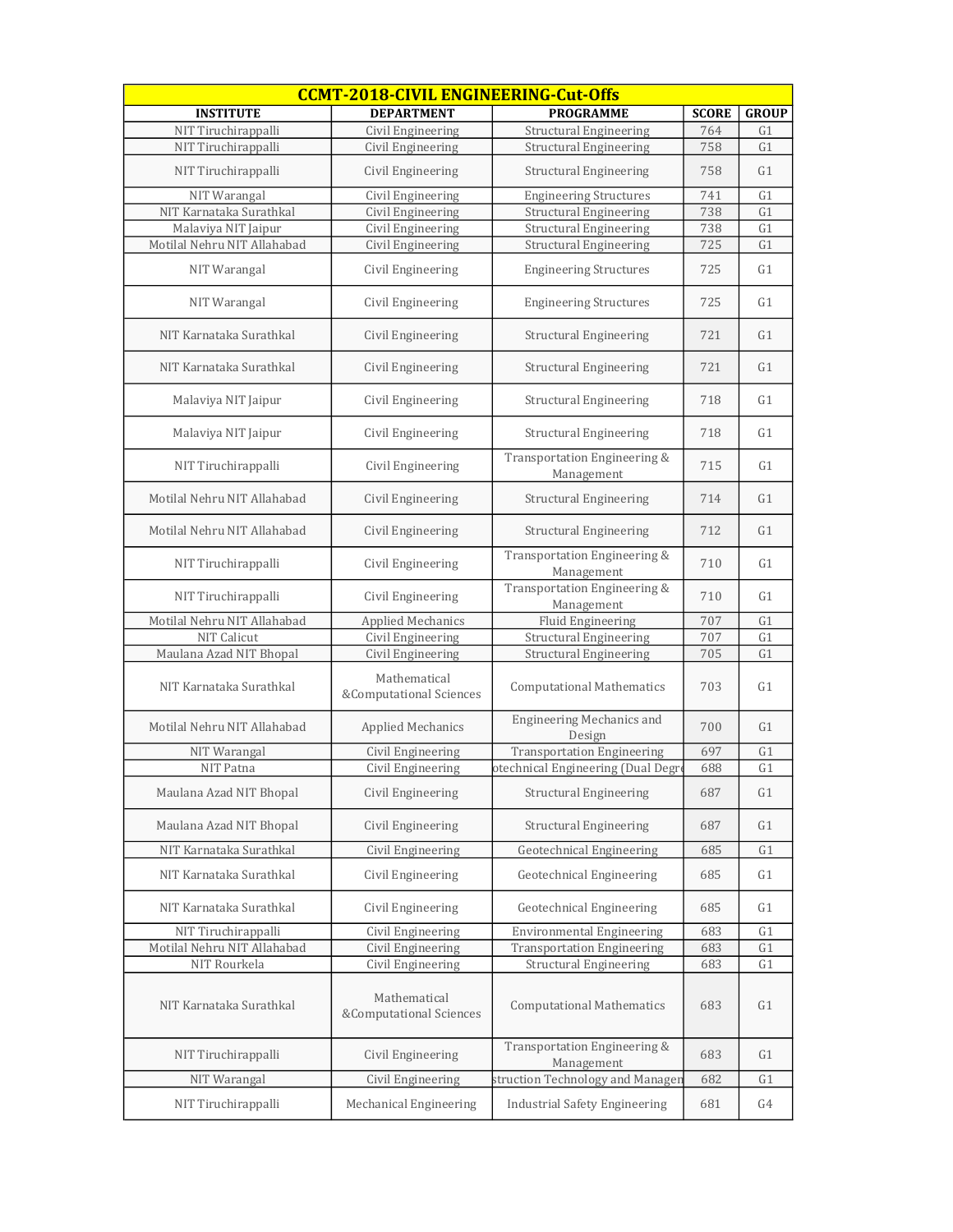| CCMT-2018-CIVIL ENGINEERING-Cut-Offs | | | | |
|---|---|---|---|---|
| **INSTITUTE** | **DEPARTMENT** | **PROGRAMME** | **SCORE** | **GROUP** |
| NIT Tiruchirappalli | Civil Engineering | Structural Engineering | 764 | G1 |
| NIT Tiruchirappalli | Civil Engineering | Structural Engineering | 758 | G1 |
| NIT Tiruchirappalli | Civil Engineering | Structural Engineering | 758 | G1 |
| NIT Warangal | Civil Engineering | Engineering Structures | 741 | G1 |
| NIT Karnataka Surathkal | Civil Engineering | Structural Engineering | 738 | G1 |
| Malaviya NIT Jaipur | Civil Engineering | Structural Engineering | 738 | G1 |
| Motilal Nehru NIT Allahabad | Civil Engineering | Structural Engineering | 725 | G1 |
| NIT Warangal | Civil Engineering | Engineering Structures | 725 | G1 |
| NIT Warangal | Civil Engineering | Engineering Structures | 725 | G1 |
| NIT Karnataka Surathkal | Civil Engineering | Structural Engineering | 721 | G1 |
| NIT Karnataka Surathkal | Civil Engineering | Structural Engineering | 721 | G1 |
| Malaviya NIT Jaipur | Civil Engineering | Structural Engineering | 718 | G1 |
| Malaviya NIT Jaipur | Civil Engineering | Structural Engineering | 718 | G1 |
| NIT Tiruchirappalli | Civil Engineering | Transportation Engineering & Management | 715 | G1 |
| Motilal Nehru NIT Allahabad | Civil Engineering | Structural Engineering | 714 | G1 |
| Motilal Nehru NIT Allahabad | Civil Engineering | Structural Engineering | 712 | G1 |
| NIT Tiruchirappalli | Civil Engineering | Transportation Engineering & Management | 710 | G1 |
| NIT Tiruchirappalli | Civil Engineering | Transportation Engineering & Management | 710 | G1 |
| Motilal Nehru NIT Allahabad | Applied Mechanics | Fluid Engineering | 707 | G1 |
| NIT Calicut | Civil Engineering | Structural Engineering | 707 | G1 |
| Maulana Azad NIT Bhopal | Civil Engineering | Structural Engineering | 705 | G1 |
| NIT Karnataka Surathkal | Mathematical &Computational Sciences | Computational Mathematics | 703 | G1 |
| Motilal Nehru NIT Allahabad | Applied Mechanics | Engineering Mechanics and Design | 700 | G1 |
| NIT Warangal | Civil Engineering | Transportation Engineering | 697 | G1 |
| NIT Patna | Civil Engineering | otechnical Engineering (Dual Degre | 688 | G1 |
| Maulana Azad NIT Bhopal | Civil Engineering | Structural Engineering | 687 | G1 |
| Maulana Azad NIT Bhopal | Civil Engineering | Structural Engineering | 687 | G1 |
| NIT Karnataka Surathkal | Civil Engineering | Geotechnical Engineering | 685 | G1 |
| NIT Karnataka Surathkal | Civil Engineering | Geotechnical Engineering | 685 | G1 |
| NIT Karnataka Surathkal | Civil Engineering | Geotechnical Engineering | 685 | G1 |
| NIT Tiruchirappalli | Civil Engineering | Environmental Engineering | 683 | G1 |
| Motilal Nehru NIT Allahabad | Civil Engineering | Transportation Engineering | 683 | G1 |
| NIT Rourkela | Civil Engineering | Structural Engineering | 683 | G1 |
| NIT Karnataka Surathkal | Mathematical &Computational Sciences | Computational Mathematics | 683 | G1 |
| NIT Tiruchirappalli | Civil Engineering | Transportation Engineering & Management | 683 | G1 |
| NIT Warangal | Civil Engineering | struction Technology and Managem | 682 | G1 |
| NIT Tiruchirappalli | Mechanical Engineering | Industrial Safety Engineering | 681 | G4 |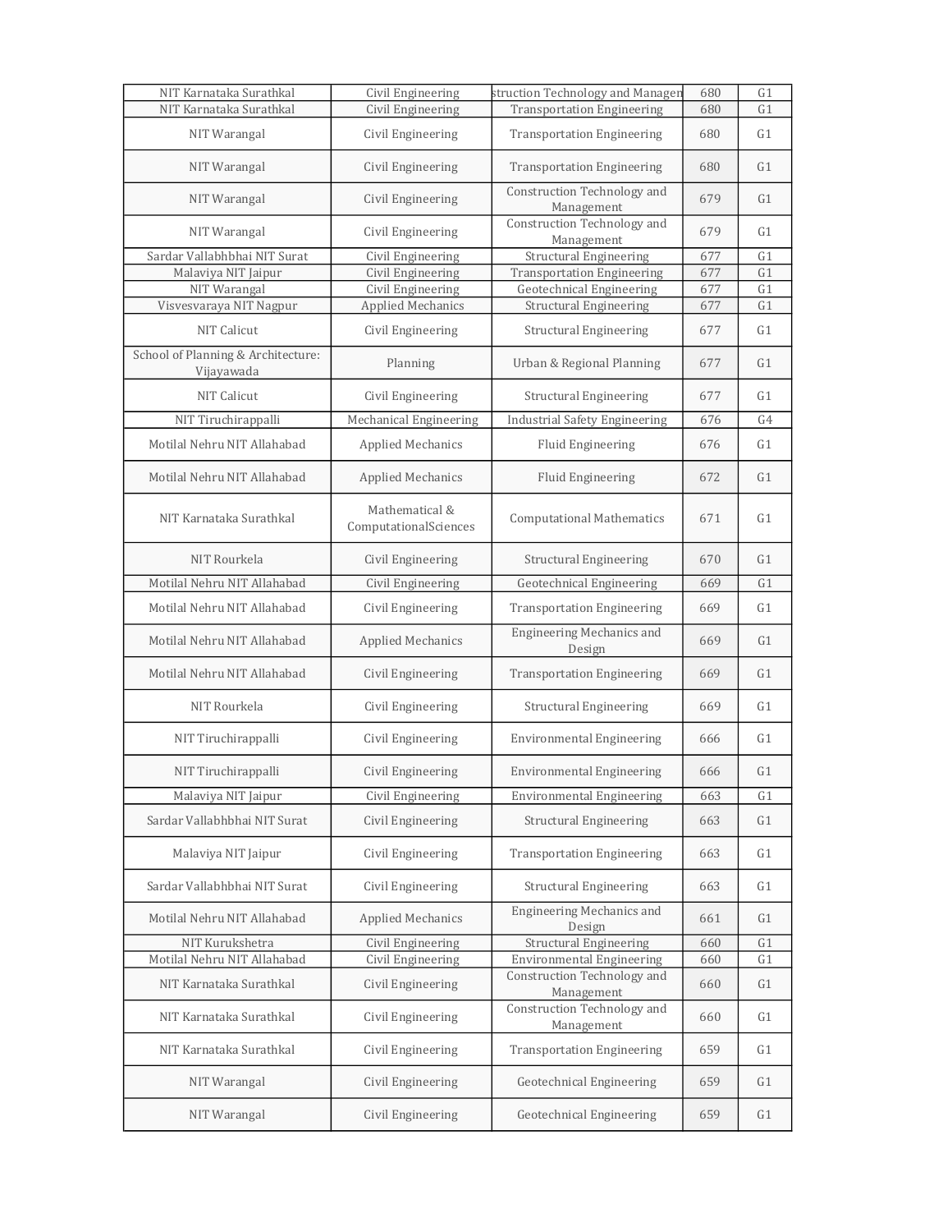| | | | | |
|---|---|---|---|---|
| NIT Karnataka Surathkal | Civil Engineering | struction Technology and Managen | 680 | G1 |
| NIT Karnataka Surathkal | Civil Engineering | Transportation Engineering | 680 | G1 |
| NIT Warangal | Civil Engineering | Transportation Engineering | 680 | G1 |
| NIT Warangal | Civil Engineering | Transportation Engineering | 680 | G1 |
| NIT Warangal | Civil Engineering | Construction Technology and Management | 679 | G1 |
| NIT Warangal | Civil Engineering | Construction Technology and Management | 679 | G1 |
| Sardar Vallabhbhai NIT Surat | Civil Engineering | Structural Engineering | 677 | G1 |
| Malaviya NIT Jaipur | Civil Engineering | Transportation Engineering | 677 | G1 |
| NIT Warangal | Civil Engineering | Geotechnical Engineering | 677 | G1 |
| Visvesvaraya NIT Nagpur | Applied Mechanics | Structural Engineering | 677 | G1 |
| NIT Calicut | Civil Engineering | Structural Engineering | 677 | G1 |
| School of Planning & Architecture: Vijayawada | Planning | Urban & Regional Planning | 677 | G1 |
| NIT Calicut | Civil Engineering | Structural Engineering | 677 | G1 |
| NIT Tiruchirappalli | Mechanical Engineering | Industrial Safety Engineering | 676 | G4 |
| Motilal Nehru NIT Allahabad | Applied Mechanics | Fluid Engineering | 676 | G1 |
| Motilal Nehru NIT Allahabad | Applied Mechanics | Fluid Engineering | 672 | G1 |
| NIT Karnataka Surathkal | Mathematical & ComputationalSciences | Computational Mathematics | 671 | G1 |
| NIT Rourkela | Civil Engineering | Structural Engineering | 670 | G1 |
| Motilal Nehru NIT Allahabad | Civil Engineering | Geotechnical Engineering | 669 | G1 |
| Motilal Nehru NIT Allahabad | Civil Engineering | Transportation Engineering | 669 | G1 |
| Motilal Nehru NIT Allahabad | Applied Mechanics | Engineering Mechanics and Design | 669 | G1 |
| Motilal Nehru NIT Allahabad | Civil Engineering | Transportation Engineering | 669 | G1 |
| NIT Rourkela | Civil Engineering | Structural Engineering | 669 | G1 |
| NIT Tiruchirappalli | Civil Engineering | Environmental Engineering | 666 | G1 |
| NIT Tiruchirappalli | Civil Engineering | Environmental Engineering | 666 | G1 |
| Malaviya NIT Jaipur | Civil Engineering | Environmental Engineering | 663 | G1 |
| Sardar Vallabhbhai NIT Surat | Civil Engineering | Structural Engineering | 663 | G1 |
| Malaviya NIT Jaipur | Civil Engineering | Transportation Engineering | 663 | G1 |
| Sardar Vallabhbhai NIT Surat | Civil Engineering | Structural Engineering | 663 | G1 |
| Motilal Nehru NIT Allahabad | Applied Mechanics | Engineering Mechanics and Design | 661 | G1 |
| NIT Kurukshetra | Civil Engineering | Structural Engineering | 660 | G1 |
| Motilal Nehru NIT Allahabad | Civil Engineering | Environmental Engineering | 660 | G1 |
| NIT Karnataka Surathkal | Civil Engineering | Construction Technology and Management | 660 | G1 |
| NIT Karnataka Surathkal | Civil Engineering | Construction Technology and Management | 660 | G1 |
| NIT Karnataka Surathkal | Civil Engineering | Transportation Engineering | 659 | G1 |
| NIT Warangal | Civil Engineering | Geotechnical Engineering | 659 | G1 |
| NIT Warangal | Civil Engineering | Geotechnical Engineering | 659 | G1 |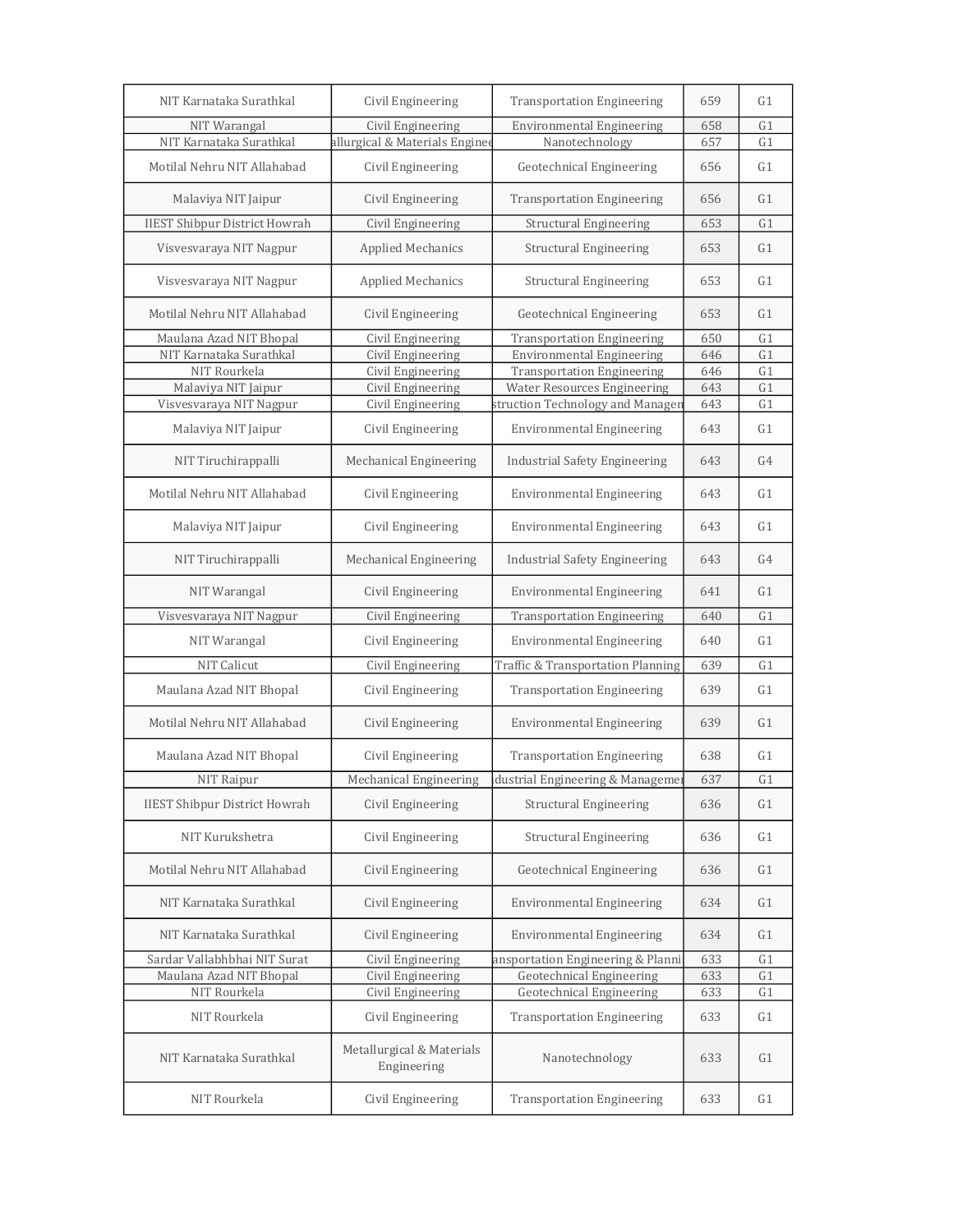| | | | | |
|---|---|---|---|---|
| NIT Karnataka Surathkal | Civil Engineering | Transportation Engineering | 659 | G1 |
| NIT Warangal | Civil Engineering | Environmental Engineering | 658 | G1 |
| NIT Karnataka Surathkal | allurgical & Materials Enginee | Nanotechnology | 657 | G1 |
| Motilal Nehru NIT Allahabad | Civil Engineering | Geotechnical Engineering | 656 | G1 |
| Malaviya NIT Jaipur | Civil Engineering | Transportation Engineering | 656 | G1 |
| IIEST Shibpur District Howrah | Civil Engineering | Structural Engineering | 653 | G1 |
| Visvesvaraya NIT Nagpur | Applied Mechanics | Structural Engineering | 653 | G1 |
| Visvesvaraya NIT Nagpur | Applied Mechanics | Structural Engineering | 653 | G1 |
| Motilal Nehru NIT Allahabad | Civil Engineering | Geotechnical Engineering | 653 | G1 |
| Maulana Azad NIT Bhopal | Civil Engineering | Transportation Engineering | 650 | G1 |
| NIT Karnataka Surathkal | Civil Engineering | Environmental Engineering | 646 | G1 |
| NIT Rourkela | Civil Engineering | Transportation Engineering | 646 | G1 |
| Malaviya NIT Jaipur | Civil Engineering | Water Resources Engineering | 643 | G1 |
| Visvesvaraya NIT Nagpur | Civil Engineering | struction Technology and Managem | 643 | G1 |
| Malaviya NIT Jaipur | Civil Engineering | Environmental Engineering | 643 | G1 |
| NIT Tiruchirappalli | Mechanical Engineering | Industrial Safety Engineering | 643 | G4 |
| Motilal Nehru NIT Allahabad | Civil Engineering | Environmental Engineering | 643 | G1 |
| Malaviya NIT Jaipur | Civil Engineering | Environmental Engineering | 643 | G1 |
| NIT Tiruchirappalli | Mechanical Engineering | Industrial Safety Engineering | 643 | G4 |
| NIT Warangal | Civil Engineering | Environmental Engineering | 641 | G1 |
| Visvesvaraya NIT Nagpur | Civil Engineering | Transportation Engineering | 640 | G1 |
| NIT Warangal | Civil Engineering | Environmental Engineering | 640 | G1 |
| NIT Calicut | Civil Engineering | Traffic & Transportation Planning | 639 | G1 |
| Maulana Azad NIT Bhopal | Civil Engineering | Transportation Engineering | 639 | G1 |
| Motilal Nehru NIT Allahabad | Civil Engineering | Environmental Engineering | 639 | G1 |
| Maulana Azad NIT Bhopal | Civil Engineering | Transportation Engineering | 638 | G1 |
| NIT Raipur | Mechanical Engineering | dustrial Engineering & Manageme | 637 | G1 |
| IIEST Shibpur District Howrah | Civil Engineering | Structural Engineering | 636 | G1 |
| NIT Kurukshetra | Civil Engineering | Structural Engineering | 636 | G1 |
| Motilal Nehru NIT Allahabad | Civil Engineering | Geotechnical Engineering | 636 | G1 |
| NIT Karnataka Surathkal | Civil Engineering | Environmental Engineering | 634 | G1 |
| NIT Karnataka Surathkal | Civil Engineering | Environmental Engineering | 634 | G1 |
| Sardar Vallabhbhai NIT Surat | Civil Engineering | ansportation Engineering & Planni | 633 | G1 |
| Maulana Azad NIT Bhopal | Civil Engineering | Geotechnical Engineering | 633 | G1 |
| NIT Rourkela | Civil Engineering | Geotechnical Engineering | 633 | G1 |
| NIT Rourkela | Civil Engineering | Transportation Engineering | 633 | G1 |
| NIT Karnataka Surathkal | Metallurgical & Materials Engineering | Nanotechnology | 633 | G1 |
| NIT Rourkela | Civil Engineering | Transportation Engineering | 633 | G1 |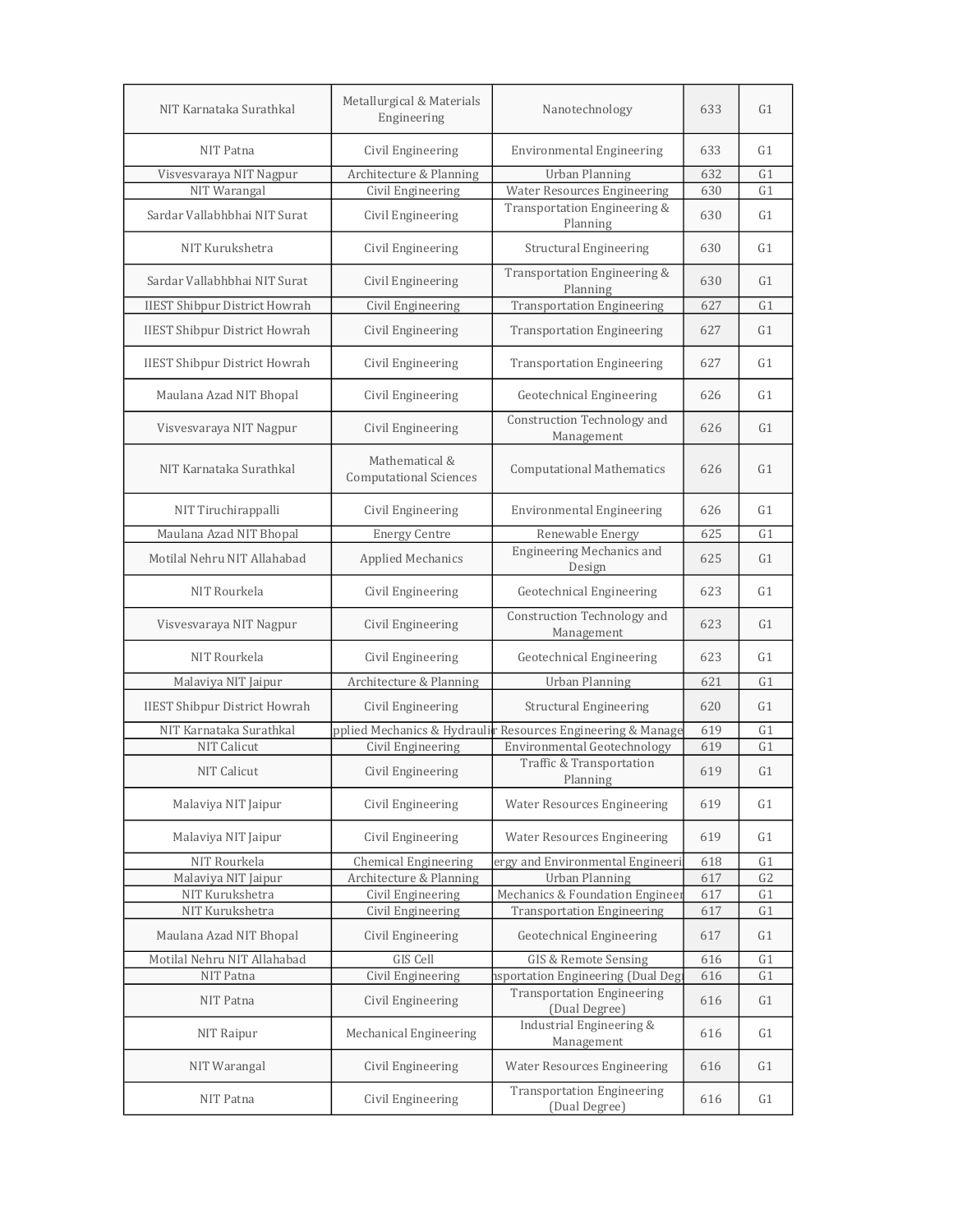| | | | | |
|---|---|---|---|---|
| NIT Karnataka Surathkal | Metallurgical & Materials Engineering | Nanotechnology | 633 | G1 |
| NIT Patna | Civil Engineering | Environmental Engineering | 633 | G1 |
| Visvesvaraya NIT Nagpur | Architecture & Planning | Urban Planning | 632 | G1 |
| NIT Warangal | Civil Engineering | Water Resources Engineering | 630 | G1 |
| Sardar Vallabhbhai NIT Surat | Civil Engineering | Transportation Engineering & Planning | 630 | G1 |
| NIT Kurukshetra | Civil Engineering | Structural Engineering | 630 | G1 |
| Sardar Vallabhbhai NIT Surat | Civil Engineering | Transportation Engineering & Planning | 630 | G1 |
| IIEST Shibpur District Howrah | Civil Engineering | Transportation Engineering | 627 | G1 |
| IIEST Shibpur District Howrah | Civil Engineering | Transportation Engineering | 627 | G1 |
| IIEST Shibpur District Howrah | Civil Engineering | Transportation Engineering | 627 | G1 |
| Maulana Azad NIT Bhopal | Civil Engineering | Geotechnical Engineering | 626 | G1 |
| Visvesvaraya NIT Nagpur | Civil Engineering | Construction Technology and Management | 626 | G1 |
| NIT Karnataka Surathkal | Mathematical & Computational Sciences | Computational Mathematics | 626 | G1 |
| NIT Tiruchirappalli | Civil Engineering | Environmental Engineering | 626 | G1 |
| Maulana Azad NIT Bhopal | Energy Centre | Renewable Energy | 625 | G1 |
| Motilal Nehru NIT Allahabad | Applied Mechanics | Engineering Mechanics and Design | 625 | G1 |
| NIT Rourkela | Civil Engineering | Geotechnical Engineering | 623 | G1 |
| Visvesvaraya NIT Nagpur | Civil Engineering | Construction Technology and Management | 623 | G1 |
| NIT Rourkela | Civil Engineering | Geotechnical Engineering | 623 | G1 |
| Malaviya NIT Jaipur | Architecture & Planning | Urban Planning | 621 | G1 |
| IIEST Shibpur District Howrah | Civil Engineering | Structural Engineering | 620 | G1 |
| NIT Karnataka Surathkal | pplied Mechanics & Hydraulic | r Resources Engineering & Manage | 619 | G1 |
| NIT Calicut | Civil Engineering | Environmental Geotechnology | 619 | G1 |
| NIT Calicut | Civil Engineering | Traffic & Transportation Planning | 619 | G1 |
| Malaviya NIT Jaipur | Civil Engineering | Water Resources Engineering | 619 | G1 |
| Malaviya NIT Jaipur | Civil Engineering | Water Resources Engineering | 619 | G1 |
| NIT Rourkela | Chemical Engineering | ergy and Environmental Engineeri | 618 | G1 |
| Malaviya NIT Jaipur | Architecture & Planning | Urban Planning | 617 | G2 |
| NIT Kurukshetra | Civil Engineering | Mechanics & Foundation Engineer | 617 | G1 |
| NIT Kurukshetra | Civil Engineering | Transportation Engineering | 617 | G1 |
| Maulana Azad NIT Bhopal | Civil Engineering | Geotechnical Engineering | 617 | G1 |
| Motilal Nehru NIT Allahabad | GIS Cell | GIS & Remote Sensing | 616 | G1 |
| NIT Patna | Civil Engineering | nsportation Engineering (Dual Deg | 616 | G1 |
| NIT Patna | Civil Engineering | Transportation Engineering (Dual Degree) | 616 | G1 |
| NIT Raipur | Mechanical Engineering | Industrial Engineering & Management | 616 | G1 |
| NIT Warangal | Civil Engineering | Water Resources Engineering | 616 | G1 |
| NIT Patna | Civil Engineering | Transportation Engineering (Dual Degree) | 616 | G1 |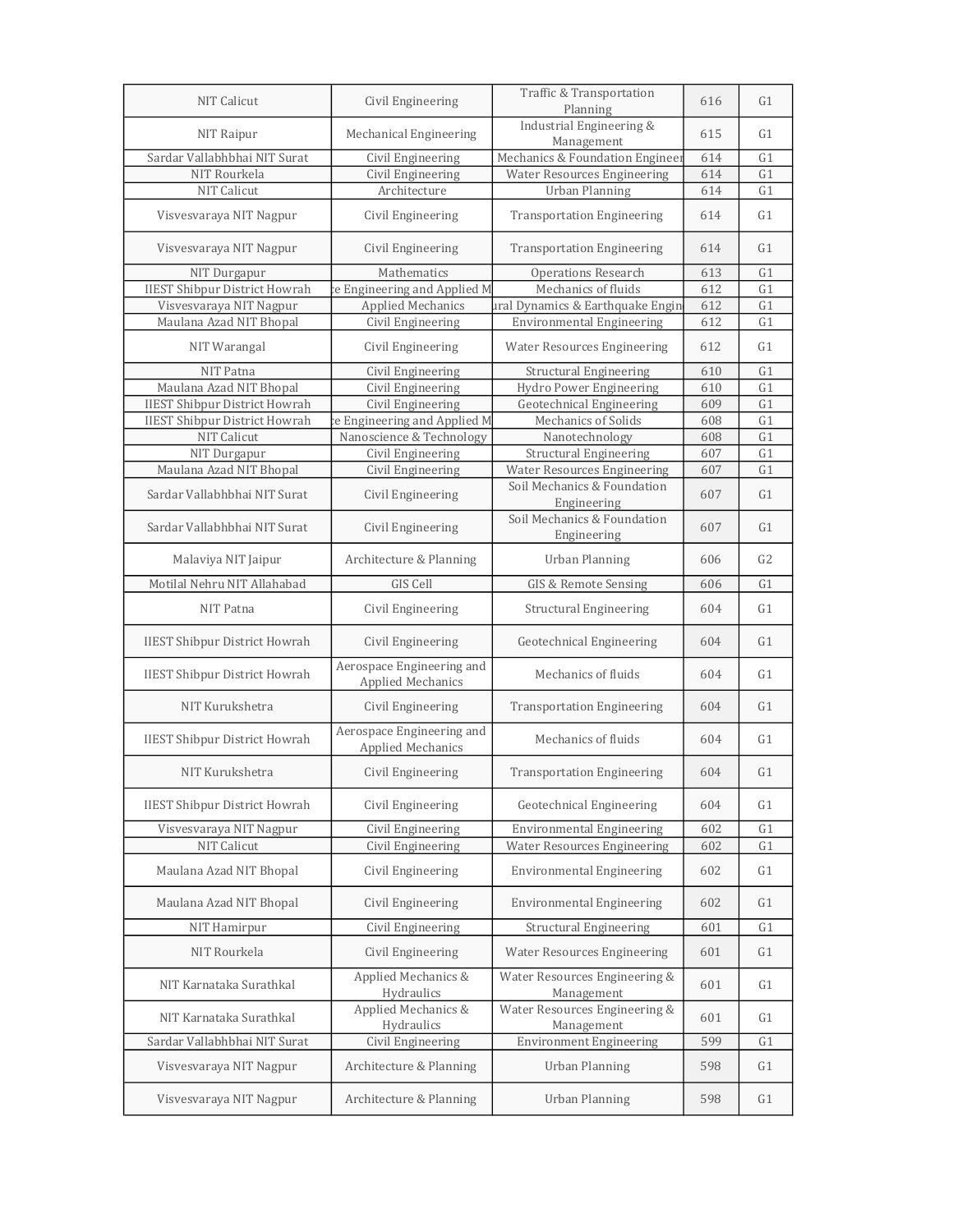| | | | | |
|---|---|---|---|---|
| NIT Calicut | Civil Engineering | Traffic & Transportation Planning | 616 | G1 |
| NIT Raipur | Mechanical Engineering | Industrial Engineering & Management | 615 | G1 |
| Sardar Vallabhbhai NIT Surat | Civil Engineering | Mechanics & Foundation Engineer | 614 | G1 |
| NIT Rourkela | Civil Engineering | Water Resources Engineering | 614 | G1 |
| NIT Calicut | Architecture | Urban Planning | 614 | G1 |
| Visvesvaraya NIT Nagpur | Civil Engineering | Transportation Engineering | 614 | G1 |
| Visvesvaraya NIT Nagpur | Civil Engineering | Transportation Engineering | 614 | G1 |
| NIT Durgapur | Mathematics | Operations Research | 613 | G1 |
| IIEST Shibpur District Howrah | e Engineering and Applied M | Mechanics of fluids | 612 | G1 |
| Visvesvaraya NIT Nagpur | Applied Mechanics | ural Dynamics & Earthquake Engin | 612 | G1 |
| Maulana Azad NIT Bhopal | Civil Engineering | Environmental Engineering | 612 | G1 |
| NIT Warangal | Civil Engineering | Water Resources Engineering | 612 | G1 |
| NIT Patna | Civil Engineering | Structural Engineering | 610 | G1 |
| Maulana Azad NIT Bhopal | Civil Engineering | Hydro Power Engineering | 610 | G1 |
| IIEST Shibpur District Howrah | Civil Engineering | Geotechnical Engineering | 609 | G1 |
| IIEST Shibpur District Howrah | e Engineering and Applied M | Mechanics of Solids | 608 | G1 |
| NIT Calicut | Nanoscience & Technology | Nanotechnology | 608 | G1 |
| NIT Durgapur | Civil Engineering | Structural Engineering | 607 | G1 |
| Maulana Azad NIT Bhopal | Civil Engineering | Water Resources Engineering | 607 | G1 |
| Sardar Vallabhbhai NIT Surat | Civil Engineering | Soil Mechanics & Foundation Engineering | 607 | G1 |
| Sardar Vallabhbhai NIT Surat | Civil Engineering | Soil Mechanics & Foundation Engineering | 607 | G1 |
| Malaviya NIT Jaipur | Architecture & Planning | Urban Planning | 606 | G2 |
| Motilal Nehru NIT Allahabad | GIS Cell | GIS & Remote Sensing | 606 | G1 |
| NIT Patna | Civil Engineering | Structural Engineering | 604 | G1 |
| IIEST Shibpur District Howrah | Civil Engineering | Geotechnical Engineering | 604 | G1 |
| IIEST Shibpur District Howrah | Aerospace Engineering and Applied Mechanics | Mechanics of fluids | 604 | G1 |
| NIT Kurukshetra | Civil Engineering | Transportation Engineering | 604 | G1 |
| IIEST Shibpur District Howrah | Aerospace Engineering and Applied Mechanics | Mechanics of fluids | 604 | G1 |
| NIT Kurukshetra | Civil Engineering | Transportation Engineering | 604 | G1 |
| IIEST Shibpur District Howrah | Civil Engineering | Geotechnical Engineering | 604 | G1 |
| Visvesvaraya NIT Nagpur | Civil Engineering | Environmental Engineering | 602 | G1 |
| NIT Calicut | Civil Engineering | Water Resources Engineering | 602 | G1 |
| Maulana Azad NIT Bhopal | Civil Engineering | Environmental Engineering | 602 | G1 |
| Maulana Azad NIT Bhopal | Civil Engineering | Environmental Engineering | 602 | G1 |
| NIT Hamirpur | Civil Engineering | Structural Engineering | 601 | G1 |
| NIT Rourkela | Civil Engineering | Water Resources Engineering | 601 | G1 |
| NIT Karnataka Surathkal | Applied Mechanics & Hydraulics | Water Resources Engineering & Management | 601 | G1 |
| NIT Karnataka Surathkal | Applied Mechanics & Hydraulics | Water Resources Engineering & Management | 601 | G1 |
| Sardar Vallabhbhai NIT Surat | Civil Engineering | Environment Engineering | 599 | G1 |
| Visvesvaraya NIT Nagpur | Architecture & Planning | Urban Planning | 598 | G1 |
| Visvesvaraya NIT Nagpur | Architecture & Planning | Urban Planning | 598 | G1 |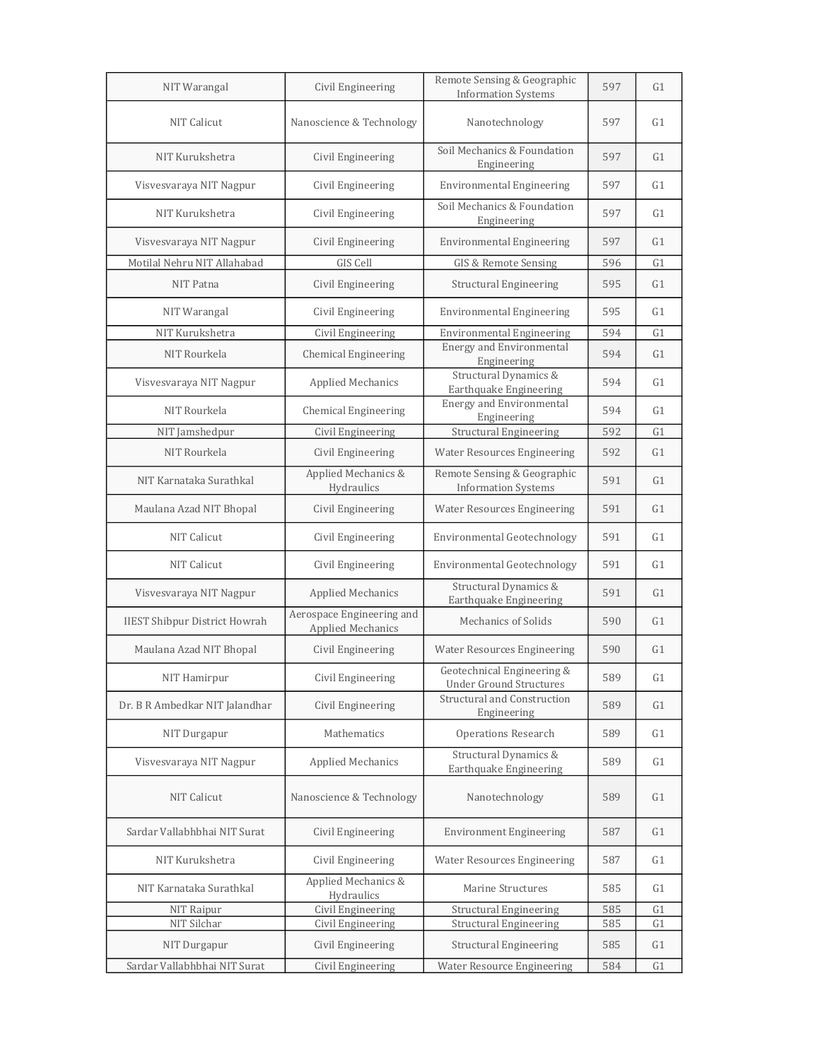| | | | | |
|---|---|---|---|---|
| NIT Warangal | Civil Engineering | Remote Sensing & Geographic Information Systems | 597 | G1 |
| NIT Calicut | Nanoscience & Technology | Nanotechnology | 597 | G1 |
| NIT Kurukshetra | Civil Engineering | Soil Mechanics & Foundation Engineering | 597 | G1 |
| Visvesvaraya NIT Nagpur | Civil Engineering | Environmental Engineering | 597 | G1 |
| NIT Kurukshetra | Civil Engineering | Soil Mechanics & Foundation Engineering | 597 | G1 |
| Visvesvaraya NIT Nagpur | Civil Engineering | Environmental Engineering | 597 | G1 |
| Motilal Nehru NIT Allahabad | GIS Cell | GIS & Remote Sensing | 596 | G1 |
| NIT Patna | Civil Engineering | Structural Engineering | 595 | G1 |
| NIT Warangal | Civil Engineering | Environmental Engineering | 595 | G1 |
| NIT Kurukshetra | Civil Engineering | Environmental Engineering | 594 | G1 |
| NIT Rourkela | Chemical Engineering | Energy and Environmental Engineering | 594 | G1 |
| Visvesvaraya NIT Nagpur | Applied Mechanics | Structural Dynamics & Earthquake Engineering | 594 | G1 |
| NIT Rourkela | Chemical Engineering | Energy and Environmental Engineering | 594 | G1 |
| NIT Jamshedpur | Civil Engineering | Structural Engineering | 592 | G1 |
| NIT Rourkela | Civil Engineering | Water Resources Engineering | 592 | G1 |
| NIT Karnataka Surathkal | Applied Mechanics & Hydraulics | Remote Sensing & Geographic Information Systems | 591 | G1 |
| Maulana Azad NIT Bhopal | Civil Engineering | Water Resources Engineering | 591 | G1 |
| NIT Calicut | Civil Engineering | Environmental Geotechnology | 591 | G1 |
| NIT Calicut | Civil Engineering | Environmental Geotechnology | 591 | G1 |
| Visvesvaraya NIT Nagpur | Applied Mechanics | Structural Dynamics & Earthquake Engineering | 591 | G1 |
| IIEST Shibpur District Howrah | Aerospace Engineering and Applied Mechanics | Mechanics of Solids | 590 | G1 |
| Maulana Azad NIT Bhopal | Civil Engineering | Water Resources Engineering | 590 | G1 |
| NIT Hamirpur | Civil Engineering | Geotechnical Engineering & Under Ground Structures | 589 | G1 |
| Dr. B R Ambedkar NIT Jalandhar | Civil Engineering | Structural and Construction Engineering | 589 | G1 |
| NIT Durgapur | Mathematics | Operations Research | 589 | G1 |
| Visvesvaraya NIT Nagpur | Applied Mechanics | Structural Dynamics & Earthquake Engineering | 589 | G1 |
| NIT Calicut | Nanoscience & Technology | Nanotechnology | 589 | G1 |
| Sardar Vallabhbhai NIT Surat | Civil Engineering | Environment Engineering | 587 | G1 |
| NIT Kurukshetra | Civil Engineering | Water Resources Engineering | 587 | G1 |
| NIT Karnataka Surathkal | Applied Mechanics & Hydraulics | Marine Structures | 585 | G1 |
| NIT Raipur | Civil Engineering | Structural Engineering | 585 | G1 |
| NIT Silchar | Civil Engineering | Structural Engineering | 585 | G1 |
| NIT Durgapur | Civil Engineering | Structural Engineering | 585 | G1 |
| Sardar Vallabhbhai NIT Surat | Civil Engineering | Water Resource Engineering | 584 | G1 |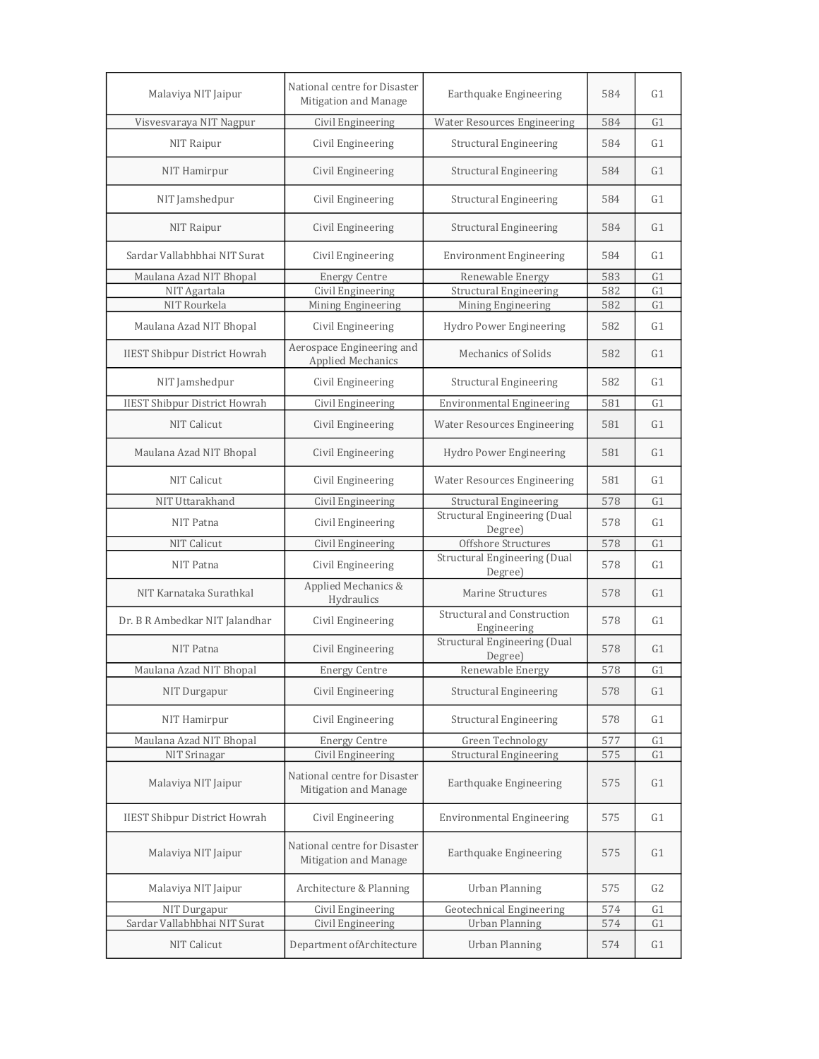| | | | | |
|---|---|---|---|---|
| Malaviya NIT Jaipur | National centre for Disaster Mitigation and Manage | Earthquake Engineering | 584 | G1 |
| Visvesvaraya NIT Nagpur | Civil Engineering | Water Resources Engineering | 584 | G1 |
| NIT Raipur | Civil Engineering | Structural Engineering | 584 | G1 |
| NIT Hamirpur | Civil Engineering | Structural Engineering | 584 | G1 |
| NIT Jamshedpur | Civil Engineering | Structural Engineering | 584 | G1 |
| NIT Raipur | Civil Engineering | Structural Engineering | 584 | G1 |
| Sardar Vallabhbhai NIT Surat | Civil Engineering | Environment Engineering | 584 | G1 |
| Maulana Azad NIT Bhopal | Energy Centre | Renewable Energy | 583 | G1 |
| NIT Agartala | Civil Engineering | Structural Engineering | 582 | G1 |
| NIT Rourkela | Mining Engineering | Mining Engineering | 582 | G1 |
| Maulana Azad NIT Bhopal | Civil Engineering | Hydro Power Engineering | 582 | G1 |
| IIEST Shibpur District Howrah | Aerospace Engineering and Applied Mechanics | Mechanics of Solids | 582 | G1 |
| NIT Jamshedpur | Civil Engineering | Structural Engineering | 582 | G1 |
| IIEST Shibpur District Howrah | Civil Engineering | Environmental Engineering | 581 | G1 |
| NIT Calicut | Civil Engineering | Water Resources Engineering | 581 | G1 |
| Maulana Azad NIT Bhopal | Civil Engineering | Hydro Power Engineering | 581 | G1 |
| NIT Calicut | Civil Engineering | Water Resources Engineering | 581 | G1 |
| NIT Uttarakhand | Civil Engineering | Structural Engineering | 578 | G1 |
| NIT Patna | Civil Engineering | Structural Engineering (Dual Degree) | 578 | G1 |
| NIT Calicut | Civil Engineering | Offshore Structures | 578 | G1 |
| NIT Patna | Civil Engineering | Structural Engineering (Dual Degree) | 578 | G1 |
| NIT Karnataka Surathkal | Applied Mechanics & Hydraulics | Marine Structures | 578 | G1 |
| Dr. B R Ambedkar NIT Jalandhar | Civil Engineering | Structural and Construction Engineering | 578 | G1 |
| NIT Patna | Civil Engineering | Structural Engineering (Dual Degree) | 578 | G1 |
| Maulana Azad NIT Bhopal | Energy Centre | Renewable Energy | 578 | G1 |
| NIT Durgapur | Civil Engineering | Structural Engineering | 578 | G1 |
| NIT Hamirpur | Civil Engineering | Structural Engineering | 578 | G1 |
| Maulana Azad NIT Bhopal | Energy Centre | Green Technology | 577 | G1 |
| NIT Srinagar | Civil Engineering | Structural Engineering | 575 | G1 |
| Malaviya NIT Jaipur | National centre for Disaster Mitigation and Manage | Earthquake Engineering | 575 | G1 |
| IIEST Shibpur District Howrah | Civil Engineering | Environmental Engineering | 575 | G1 |
| Malaviya NIT Jaipur | National centre for Disaster Mitigation and Manage | Earthquake Engineering | 575 | G1 |
| Malaviya NIT Jaipur | Architecture & Planning | Urban Planning | 575 | G2 |
| NIT Durgapur | Civil Engineering | Geotechnical Engineering | 574 | G1 |
| Sardar Vallabhbhai NIT Surat | Civil Engineering | Urban Planning | 574 | G1 |
| NIT Calicut | Department ofArchitecture | Urban Planning | 574 | G1 |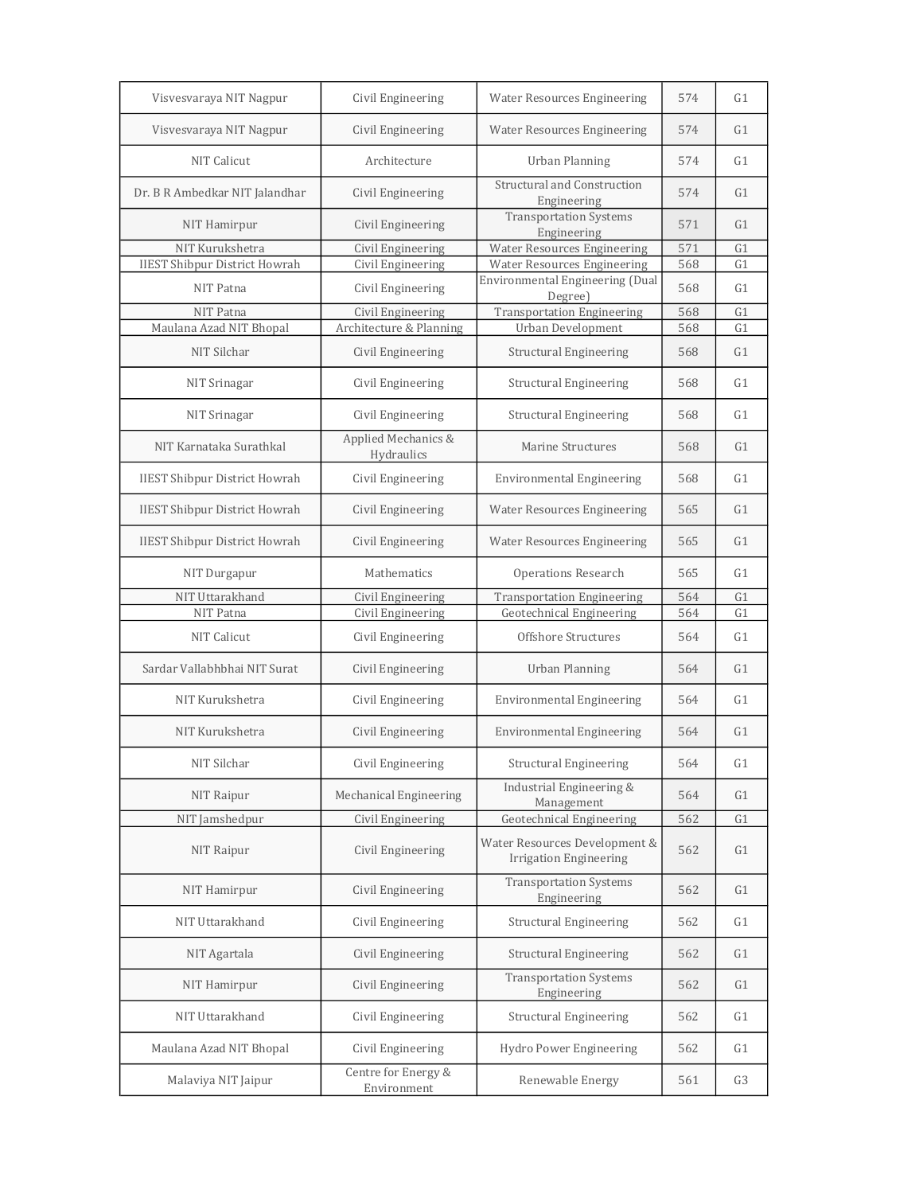| | | | | |
|---|---|---|---|---|
| Visvesvaraya NIT Nagpur | Civil Engineering | Water Resources Engineering | 574 | G1 |
| Visvesvaraya NIT Nagpur | Civil Engineering | Water Resources Engineering | 574 | G1 |
| NIT Calicut | Architecture | Urban Planning | 574 | G1 |
| Dr. B R Ambedkar NIT Jalandhar | Civil Engineering | Structural and Construction Engineering | 574 | G1 |
| NIT Hamirpur | Civil Engineering | Transportation Systems Engineering | 571 | G1 |
| NIT Kurukshetra | Civil Engineering | Water Resources Engineering | 571 | G1 |
| IIEST Shibpur District Howrah | Civil Engineering | Water Resources Engineering | 568 | G1 |
| NIT Patna | Civil Engineering | Environmental Engineering (Dual Degree) | 568 | G1 |
| NIT Patna | Civil Engineering | Transportation Engineering | 568 | G1 |
| Maulana Azad NIT Bhopal | Architecture & Planning | Urban Development | 568 | G1 |
| NIT Silchar | Civil Engineering | Structural Engineering | 568 | G1 |
| NIT Srinagar | Civil Engineering | Structural Engineering | 568 | G1 |
| NIT Srinagar | Civil Engineering | Structural Engineering | 568 | G1 |
| NIT Karnataka Surathkal | Applied Mechanics & Hydraulics | Marine Structures | 568 | G1 |
| IIEST Shibpur District Howrah | Civil Engineering | Environmental Engineering | 568 | G1 |
| IIEST Shibpur District Howrah | Civil Engineering | Water Resources Engineering | 565 | G1 |
| IIEST Shibpur District Howrah | Civil Engineering | Water Resources Engineering | 565 | G1 |
| NIT Durgapur | Mathematics | Operations Research | 565 | G1 |
| NIT Uttarakhand | Civil Engineering | Transportation Engineering | 564 | G1 |
| NIT Patna | Civil Engineering | Geotechnical Engineering | 564 | G1 |
| NIT Calicut | Civil Engineering | Offshore Structures | 564 | G1 |
| Sardar Vallabhbhai NIT Surat | Civil Engineering | Urban Planning | 564 | G1 |
| NIT Kurukshetra | Civil Engineering | Environmental Engineering | 564 | G1 |
| NIT Kurukshetra | Civil Engineering | Environmental Engineering | 564 | G1 |
| NIT Silchar | Civil Engineering | Structural Engineering | 564 | G1 |
| NIT Raipur | Mechanical Engineering | Industrial Engineering & Management | 564 | G1 |
| NIT Jamshedpur | Civil Engineering | Geotechnical Engineering | 562 | G1 |
| NIT Raipur | Civil Engineering | Water Resources Development & Irrigation Engineering | 562 | G1 |
| NIT Hamirpur | Civil Engineering | Transportation Systems Engineering | 562 | G1 |
| NIT Uttarakhand | Civil Engineering | Structural Engineering | 562 | G1 |
| NIT Agartala | Civil Engineering | Structural Engineering | 562 | G1 |
| NIT Hamirpur | Civil Engineering | Transportation Systems Engineering | 562 | G1 |
| NIT Uttarakhand | Civil Engineering | Structural Engineering | 562 | G1 |
| Maulana Azad NIT Bhopal | Civil Engineering | Hydro Power Engineering | 562 | G1 |
| Malaviya NIT Jaipur | Centre for Energy & Environment | Renewable Energy | 561 | G3 |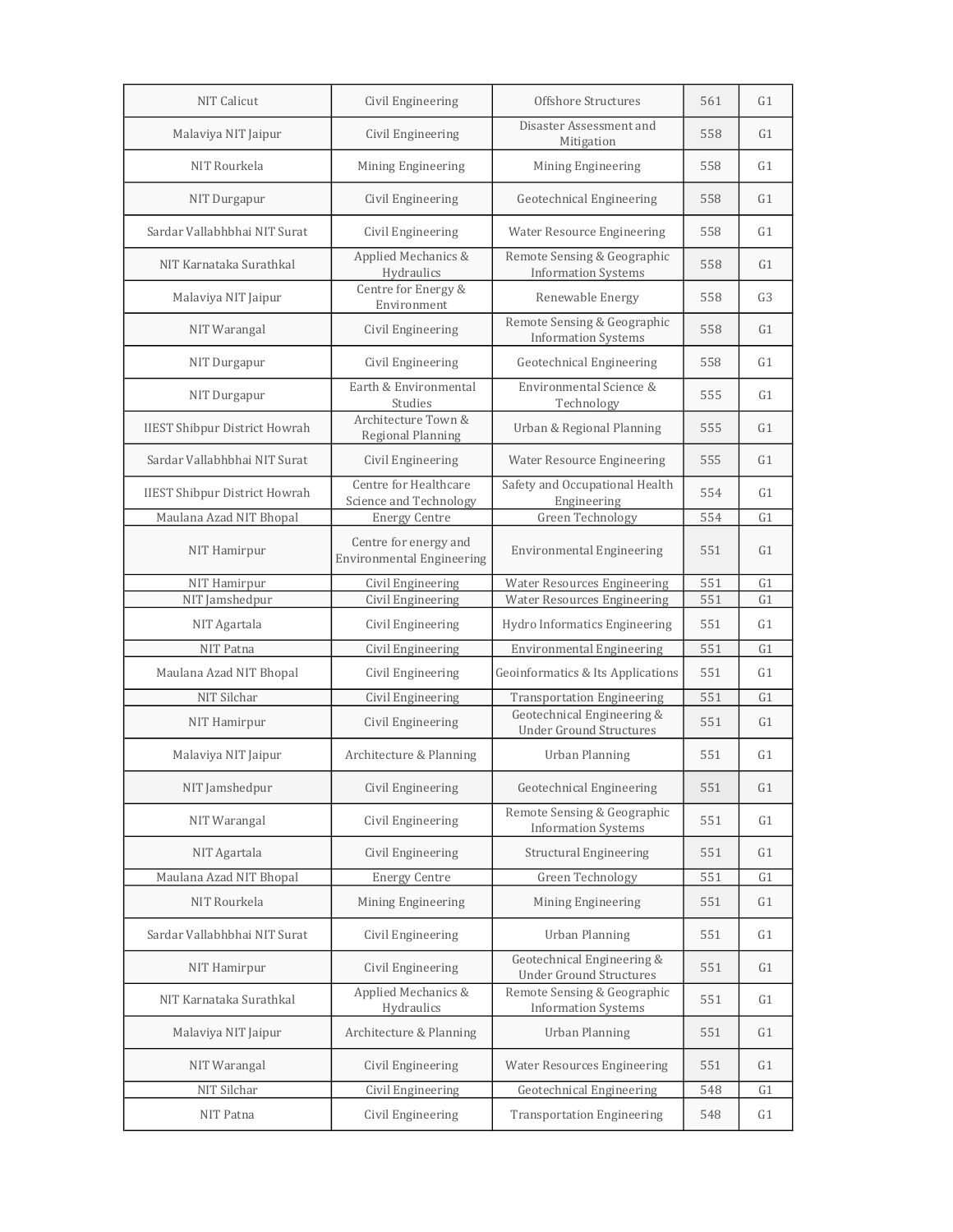| | | | | |
|---|---|---|---|---|
| NIT Calicut | Civil Engineering | Offshore Structures | 561 | G1 |
| Malaviya NIT Jaipur | Civil Engineering | Disaster Assessment and Mitigation | 558 | G1 |
| NIT Rourkela | Mining Engineering | Mining Engineering | 558 | G1 |
| NIT Durgapur | Civil Engineering | Geotechnical Engineering | 558 | G1 |
| Sardar Vallabhbhai NIT Surat | Civil Engineering | Water Resource Engineering | 558 | G1 |
| NIT Karnataka Surathkal | Applied Mechanics & Hydraulics | Remote Sensing & Geographic Information Systems | 558 | G1 |
| Malaviya NIT Jaipur | Centre for Energy & Environment | Renewable Energy | 558 | G3 |
| NIT Warangal | Civil Engineering | Remote Sensing & Geographic Information Systems | 558 | G1 |
| NIT Durgapur | Civil Engineering | Geotechnical Engineering | 558 | G1 |
| NIT Durgapur | Earth & Environmental Studies | Environmental Science & Technology | 555 | G1 |
| IIEST Shibpur District Howrah | Architecture Town & Regional Planning | Urban & Regional Planning | 555 | G1 |
| Sardar Vallabhbhai NIT Surat | Civil Engineering | Water Resource Engineering | 555 | G1 |
| IIEST Shibpur District Howrah | Centre for Healthcare Science and Technology | Safety and Occupational Health Engineering | 554 | G1 |
| Maulana Azad NIT Bhopal | Energy Centre | Green Technology | 554 | G1 |
| NIT Hamirpur | Centre for energy and Environmental Engineering | Environmental Engineering | 551 | G1 |
| NIT Hamirpur | Civil Engineering | Water Resources Engineering | 551 | G1 |
| NIT Jamshedpur | Civil Engineering | Water Resources Engineering | 551 | G1 |
| NIT Agartala | Civil Engineering | Hydro Informatics Engineering | 551 | G1 |
| NIT Patna | Civil Engineering | Environmental Engineering | 551 | G1 |
| Maulana Azad NIT Bhopal | Civil Engineering | Geoinformatics & Its Applications | 551 | G1 |
| NIT Silchar | Civil Engineering | Transportation Engineering | 551 | G1 |
| NIT Hamirpur | Civil Engineering | Geotechnical Engineering & Under Ground Structures | 551 | G1 |
| Malaviya NIT Jaipur | Architecture & Planning | Urban Planning | 551 | G1 |
| NIT Jamshedpur | Civil Engineering | Geotechnical Engineering | 551 | G1 |
| NIT Warangal | Civil Engineering | Remote Sensing & Geographic Information Systems | 551 | G1 |
| NIT Agartala | Civil Engineering | Structural Engineering | 551 | G1 |
| Maulana Azad NIT Bhopal | Energy Centre | Green Technology | 551 | G1 |
| NIT Rourkela | Mining Engineering | Mining Engineering | 551 | G1 |
| Sardar Vallabhbhai NIT Surat | Civil Engineering | Urban Planning | 551 | G1 |
| NIT Hamirpur | Civil Engineering | Geotechnical Engineering & Under Ground Structures | 551 | G1 |
| NIT Karnataka Surathkal | Applied Mechanics & Hydraulics | Remote Sensing & Geographic Information Systems | 551 | G1 |
| Malaviya NIT Jaipur | Architecture & Planning | Urban Planning | 551 | G1 |
| NIT Warangal | Civil Engineering | Water Resources Engineering | 551 | G1 |
| NIT Silchar | Civil Engineering | Geotechnical Engineering | 548 | G1 |
| NIT Patna | Civil Engineering | Transportation Engineering | 548 | G1 |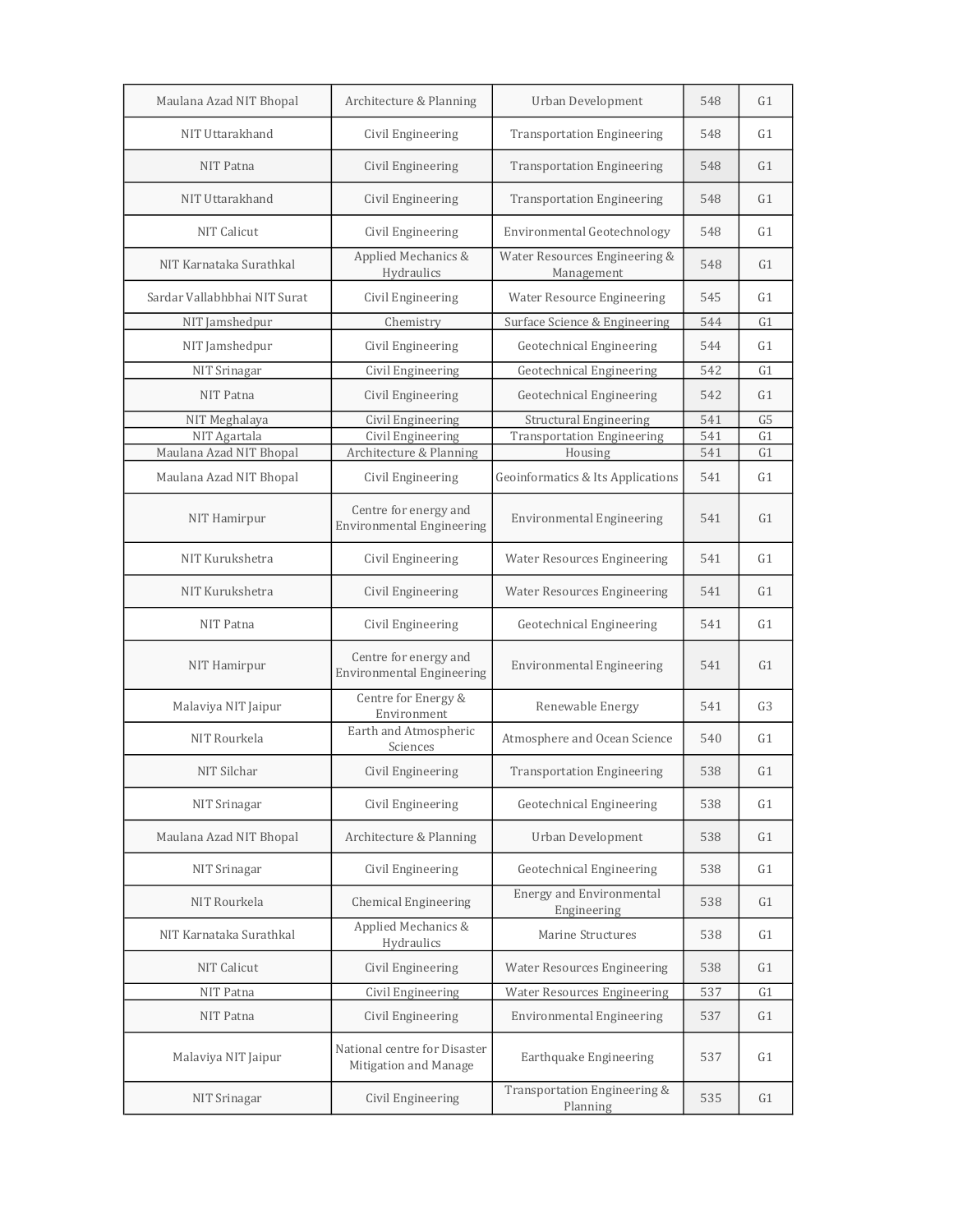| | | | | |
|---|---|---|---|---|
| Maulana Azad NIT Bhopal | Architecture & Planning | Urban Development | 548 | G1 |
| NIT Uttarakhand | Civil Engineering | Transportation Engineering | 548 | G1 |
| NIT Patna | Civil Engineering | Transportation Engineering | 548 | G1 |
| NIT Uttarakhand | Civil Engineering | Transportation Engineering | 548 | G1 |
| NIT Calicut | Civil Engineering | Environmental Geotechnology | 548 | G1 |
| NIT Karnataka Surathkal | Applied Mechanics & Hydraulics | Water Resources Engineering & Management | 548 | G1 |
| Sardar Vallabhbhai NIT Surat | Civil Engineering | Water Resource Engineering | 545 | G1 |
| NIT Jamshedpur | Chemistry | Surface Science & Engineering | 544 | G1 |
| NIT Jamshedpur | Civil Engineering | Geotechnical Engineering | 544 | G1 |
| NIT Srinagar | Civil Engineering | Geotechnical Engineering | 542 | G1 |
| NIT Patna | Civil Engineering | Geotechnical Engineering | 542 | G1 |
| NIT Meghalaya | Civil Engineering | Structural Engineering | 541 | G5 |
| NIT Agartala | Civil Engineering | Transportation Engineering | 541 | G1 |
| Maulana Azad NIT Bhopal | Architecture & Planning | Housing | 541 | G1 |
| Maulana Azad NIT Bhopal | Civil Engineering | Geoinformatics & Its Applications | 541 | G1 |
| NIT Hamirpur | Centre for energy and Environmental Engineering | Environmental Engineering | 541 | G1 |
| NIT Kurukshetra | Civil Engineering | Water Resources Engineering | 541 | G1 |
| NIT Kurukshetra | Civil Engineering | Water Resources Engineering | 541 | G1 |
| NIT Patna | Civil Engineering | Geotechnical Engineering | 541 | G1 |
| NIT Hamirpur | Centre for energy and Environmental Engineering | Environmental Engineering | 541 | G1 |
| Malaviya NIT Jaipur | Centre for Energy & Environment | Renewable Energy | 541 | G3 |
| NIT Rourkela | Earth and Atmospheric Sciences | Atmosphere and Ocean Science | 540 | G1 |
| NIT Silchar | Civil Engineering | Transportation Engineering | 538 | G1 |
| NIT Srinagar | Civil Engineering | Geotechnical Engineering | 538 | G1 |
| Maulana Azad NIT Bhopal | Architecture & Planning | Urban Development | 538 | G1 |
| NIT Srinagar | Civil Engineering | Geotechnical Engineering | 538 | G1 |
| NIT Rourkela | Chemical Engineering | Energy and Environmental Engineering | 538 | G1 |
| NIT Karnataka Surathkal | Applied Mechanics & Hydraulics | Marine Structures | 538 | G1 |
| NIT Calicut | Civil Engineering | Water Resources Engineering | 538 | G1 |
| NIT Patna | Civil Engineering | Water Resources Engineering | 537 | G1 |
| NIT Patna | Civil Engineering | Environmental Engineering | 537 | G1 |
| Malaviya NIT Jaipur | National centre for Disaster Mitigation and Manage | Earthquake Engineering | 537 | G1 |
| NIT Srinagar | Civil Engineering | Transportation Engineering & Planning | 535 | G1 |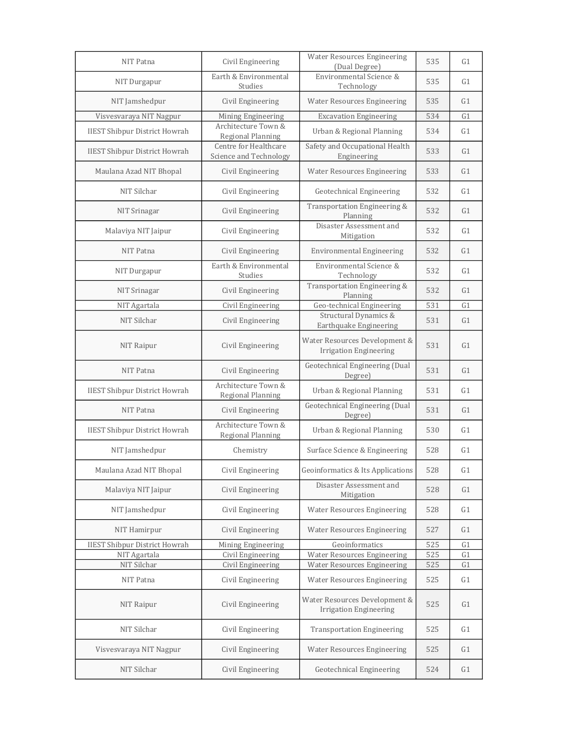| | | | | |
|---|---|---|---|---|
| NIT Patna | Civil Engineering | Water Resources Engineering (Dual Degree) | 535 | G1 |
| NIT Durgapur | Earth & Environmental Studies | Environmental Science & Technology | 535 | G1 |
| NIT Jamshedpur | Civil Engineering | Water Resources Engineering | 535 | G1 |
| Visvesvaraya NIT Nagpur | Mining Engineering | Excavation Engineering | 534 | G1 |
| IIEST Shibpur District Howrah | Architecture Town & Regional Planning | Urban & Regional Planning | 534 | G1 |
| IIEST Shibpur District Howrah | Centre for Healthcare Science and Technology | Safety and Occupational Health Engineering | 533 | G1 |
| Maulana Azad NIT Bhopal | Civil Engineering | Water Resources Engineering | 533 | G1 |
| NIT Silchar | Civil Engineering | Geotechnical Engineering | 532 | G1 |
| NIT Srinagar | Civil Engineering | Transportation Engineering & Planning | 532 | G1 |
| Malaviya NIT Jaipur | Civil Engineering | Disaster Assessment and Mitigation | 532 | G1 |
| NIT Patna | Civil Engineering | Environmental Engineering | 532 | G1 |
| NIT Durgapur | Earth & Environmental Studies | Environmental Science & Technology | 532 | G1 |
| NIT Srinagar | Civil Engineering | Transportation Engineering & Planning | 532 | G1 |
| NIT Agartala | Civil Engineering | Geo-technical Engineering | 531 | G1 |
| NIT Silchar | Civil Engineering | Structural Dynamics & Earthquake Engineering | 531 | G1 |
| NIT Raipur | Civil Engineering | Water Resources Development & Irrigation Engineering | 531 | G1 |
| NIT Patna | Civil Engineering | Geotechnical Engineering (Dual Degree) | 531 | G1 |
| IIEST Shibpur District Howrah | Architecture Town & Regional Planning | Urban & Regional Planning | 531 | G1 |
| NIT Patna | Civil Engineering | Geotechnical Engineering (Dual Degree) | 531 | G1 |
| IIEST Shibpur District Howrah | Architecture Town & Regional Planning | Urban & Regional Planning | 530 | G1 |
| NIT Jamshedpur | Chemistry | Surface Science & Engineering | 528 | G1 |
| Maulana Azad NIT Bhopal | Civil Engineering | Geoinformatics & Its Applications | 528 | G1 |
| Malaviya NIT Jaipur | Civil Engineering | Disaster Assessment and Mitigation | 528 | G1 |
| NIT Jamshedpur | Civil Engineering | Water Resources Engineering | 528 | G1 |
| NIT Hamirpur | Civil Engineering | Water Resources Engineering | 527 | G1 |
| IIEST Shibpur District Howrah | Mining Engineering | Geoinformatics | 525 | G1 |
| NIT Agartala | Civil Engineering | Water Resources Engineering | 525 | G1 |
| NIT Silchar | Civil Engineering | Water Resources Engineering | 525 | G1 |
| NIT Patna | Civil Engineering | Water Resources Engineering | 525 | G1 |
| NIT Raipur | Civil Engineering | Water Resources Development & Irrigation Engineering | 525 | G1 |
| NIT Silchar | Civil Engineering | Transportation Engineering | 525 | G1 |
| Visvesvaraya NIT Nagpur | Civil Engineering | Water Resources Engineering | 525 | G1 |
| NIT Silchar | Civil Engineering | Geotechnical Engineering | 524 | G1 |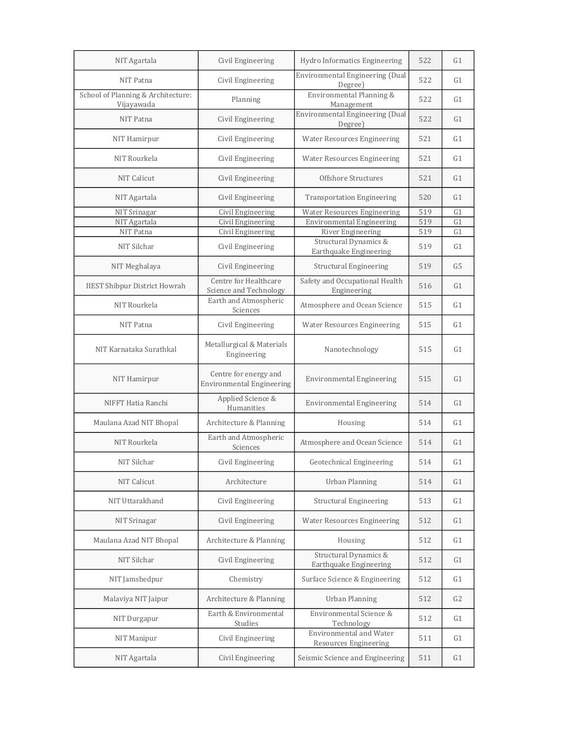| | | | | |
|---|---|---|---|---|
| NIT Agartala | Civil Engineering | Hydro Informatics Engineering | 522 | G1 |
| NIT Patna | Civil Engineering | Environmental Engineering (Dual Degree) | 522 | G1 |
| School of Planning & Architecture: Vijayawada | Planning | Environmental Planning & Management | 522 | G1 |
| NIT Patna | Civil Engineering | Environmental Engineering (Dual Degree) | 522 | G1 |
| NIT Hamirpur | Civil Engineering | Water Resources Engineering | 521 | G1 |
| NIT Rourkela | Civil Engineering | Water Resources Engineering | 521 | G1 |
| NIT Calicut | Civil Engineering | Offshore Structures | 521 | G1 |
| NIT Agartala | Civil Engineering | Transportation Engineering | 520 | G1 |
| NIT Srinagar | Civil Engineering | Water Resources Engineering | 519 | G1 |
| NIT Agartala | Civil Engineering | Environmental Engineering | 519 | G1 |
| NIT Patna | Civil Engineering | River Engineering | 519 | G1 |
| NIT Silchar | Civil Engineering | Structural Dynamics & Earthquake Engineering | 519 | G1 |
| NIT Meghalaya | Civil Engineering | Structural Engineering | 519 | G5 |
| IIEST Shibpur District Howrah | Centre for Healthcare Science and Technology | Safety and Occupational Health Engineering | 516 | G1 |
| NIT Rourkela | Earth and Atmospheric Sciences | Atmosphere and Ocean Science | 515 | G1 |
| NIT Patna | Civil Engineering | Water Resources Engineering | 515 | G1 |
| NIT Karnataka Surathkal | Metallurgical & Materials Engineering | Nanotechnology | 515 | G1 |
| NIT Hamirpur | Centre for energy and Environmental Engineering | Environmental Engineering | 515 | G1 |
| NIFFT Hatia Ranchi | Applied Science & Humanities | Environmental Engineering | 514 | G1 |
| Maulana Azad NIT Bhopal | Architecture & Planning | Housing | 514 | G1 |
| NIT Rourkela | Earth and Atmospheric Sciences | Atmosphere and Ocean Science | 514 | G1 |
| NIT Silchar | Civil Engineering | Geotechnical Engineering | 514 | G1 |
| NIT Calicut | Architecture | Urban Planning | 514 | G1 |
| NIT Uttarakhand | Civil Engineering | Structural Engineering | 513 | G1 |
| NIT Srinagar | Civil Engineering | Water Resources Engineering | 512 | G1 |
| Maulana Azad NIT Bhopal | Architecture & Planning | Housing | 512 | G1 |
| NIT Silchar | Civil Engineering | Structural Dynamics & Earthquake Engineering | 512 | G1 |
| NIT Jamshedpur | Chemistry | Surface Science & Engineering | 512 | G1 |
| Malaviya NIT Jaipur | Architecture & Planning | Urban Planning | 512 | G2 |
| NIT Durgapur | Earth & Environmental Studies | Environmental Science & Technology | 512 | G1 |
| NIT Manipur | Civil Engineering | Environmental and Water Resources Engineering | 511 | G1 |
| NIT Agartala | Civil Engineering | Seismic Science and Engineering | 511 | G1 |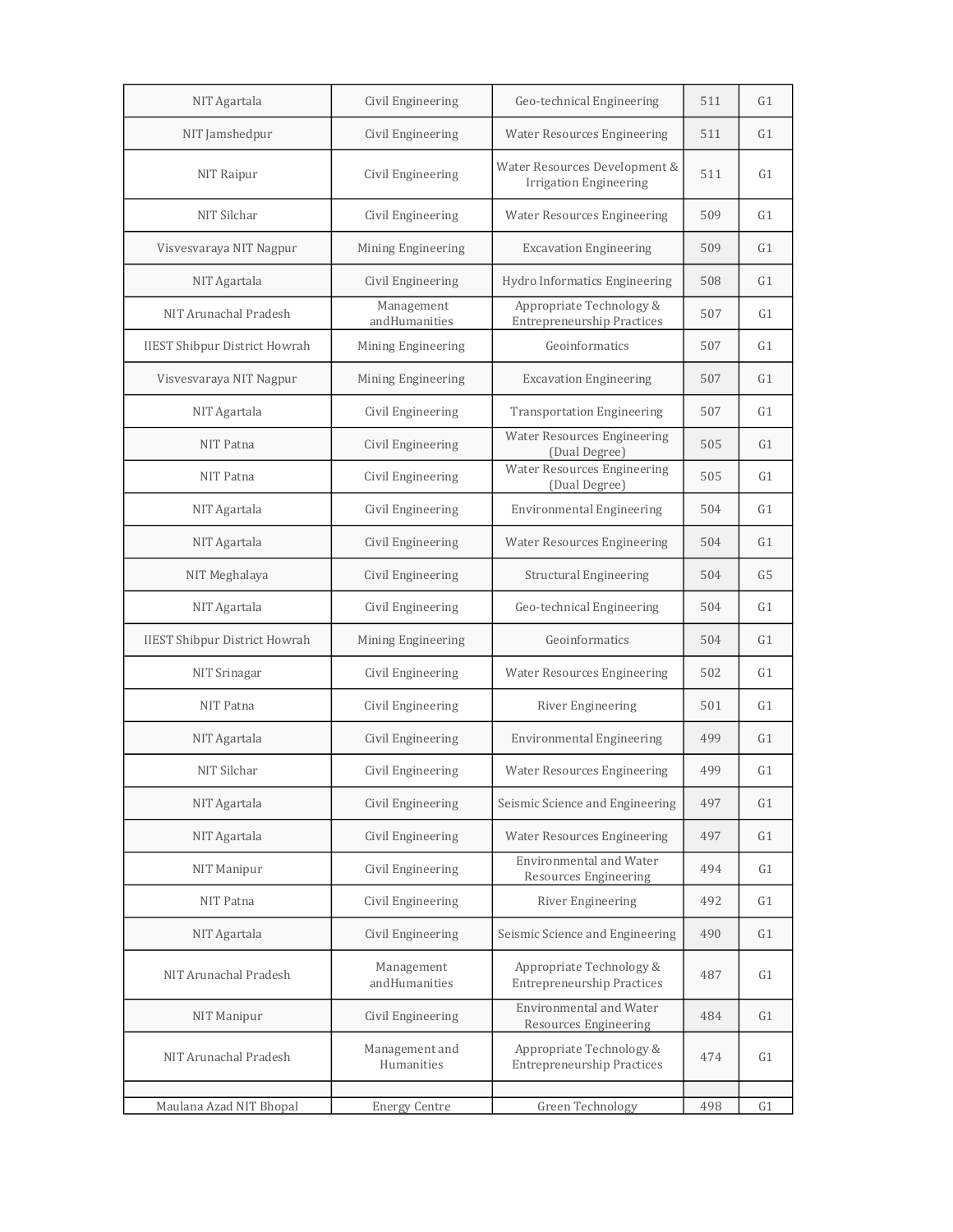| | | | | |
|---|---|---|---|---|
| NIT Agartala | Civil Engineering | Geo-technical Engineering | 511 | G1 |
| NIT Jamshedpur | Civil Engineering | Water Resources Engineering | 511 | G1 |
| NIT Raipur | Civil Engineering | Water Resources Development & Irrigation Engineering | 511 | G1 |
| NIT Silchar | Civil Engineering | Water Resources Engineering | 509 | G1 |
| Visvesvaraya NIT Nagpur | Mining Engineering | Excavation Engineering | 509 | G1 |
| NIT Agartala | Civil Engineering | Hydro Informatics Engineering | 508 | G1 |
| NIT Arunachal Pradesh | Management andHumanities | Appropriate Technology & Entrepreneurship Practices | 507 | G1 |
| IIEST Shibpur District Howrah | Mining Engineering | Geoinformatics | 507 | G1 |
| Visvesvaraya NIT Nagpur | Mining Engineering | Excavation Engineering | 507 | G1 |
| NIT Agartala | Civil Engineering | Transportation Engineering | 507 | G1 |
| NIT Patna | Civil Engineering | Water Resources Engineering (Dual Degree) | 505 | G1 |
| NIT Patna | Civil Engineering | Water Resources Engineering (Dual Degree) | 505 | G1 |
| NIT Agartala | Civil Engineering | Environmental Engineering | 504 | G1 |
| NIT Agartala | Civil Engineering | Water Resources Engineering | 504 | G1 |
| NIT Meghalaya | Civil Engineering | Structural Engineering | 504 | G5 |
| NIT Agartala | Civil Engineering | Geo-technical Engineering | 504 | G1 |
| IIEST Shibpur District Howrah | Mining Engineering | Geoinformatics | 504 | G1 |
| NIT Srinagar | Civil Engineering | Water Resources Engineering | 502 | G1 |
| NIT Patna | Civil Engineering | River Engineering | 501 | G1 |
| NIT Agartala | Civil Engineering | Environmental Engineering | 499 | G1 |
| NIT Silchar | Civil Engineering | Water Resources Engineering | 499 | G1 |
| NIT Agartala | Civil Engineering | Seismic Science and Engineering | 497 | G1 |
| NIT Agartala | Civil Engineering | Water Resources Engineering | 497 | G1 |
| NIT Manipur | Civil Engineering | Environmental and Water Resources Engineering | 494 | G1 |
| NIT Patna | Civil Engineering | River Engineering | 492 | G1 |
| NIT Agartala | Civil Engineering | Seismic Science and Engineering | 490 | G1 |
| NIT Arunachal Pradesh | Management andHumanities | Appropriate Technology & Entrepreneurship Practices | 487 | G1 |
| NIT Manipur | Civil Engineering | Environmental and Water Resources Engineering | 484 | G1 |
| NIT Arunachal Pradesh | Management and Humanities | Appropriate Technology & Entrepreneurship Practices | 474 | G1 |
| | | | | |
| Maulana Azad NIT Bhopal | Energy Centre | Green Technology | 498 | G1 |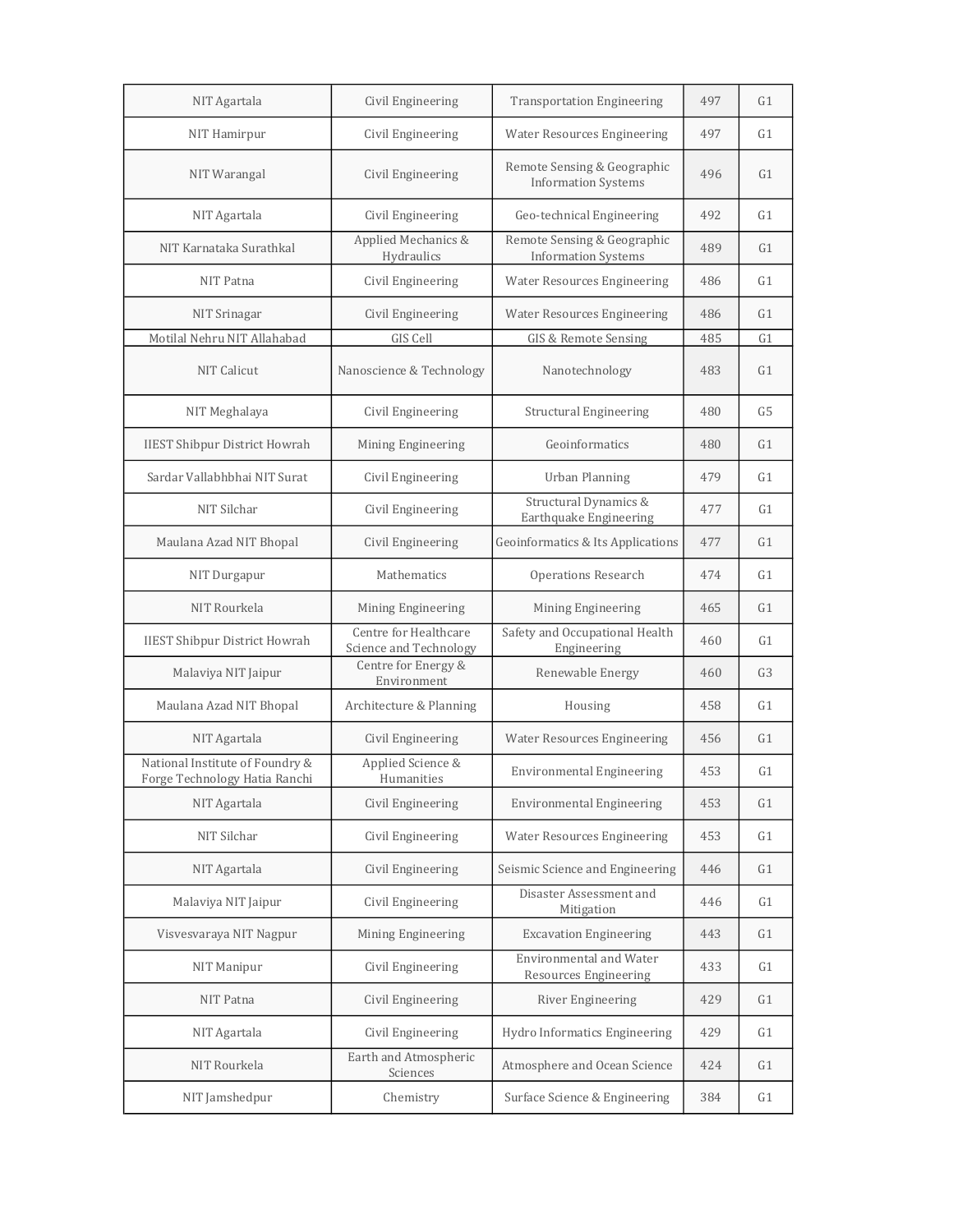| | | | | |
|---|---|---|---|---|
| NIT Agartala | Civil Engineering | Transportation Engineering | 497 | G1 |
| NIT Hamirpur | Civil Engineering | Water Resources Engineering | 497 | G1 |
| NIT Warangal | Civil Engineering | Remote Sensing & Geographic Information Systems | 496 | G1 |
| NIT Agartala | Civil Engineering | Geo-technical Engineering | 492 | G1 |
| NIT Karnataka Surathkal | Applied Mechanics & Hydraulics | Remote Sensing & Geographic Information Systems | 489 | G1 |
| NIT Patna | Civil Engineering | Water Resources Engineering | 486 | G1 |
| NIT Srinagar | Civil Engineering | Water Resources Engineering | 486 | G1 |
| Motilal Nehru NIT Allahabad | GIS Cell | GIS & Remote Sensing | 485 | G1 |
| NIT Calicut | Nanoscience & Technology | Nanotechnology | 483 | G1 |
| NIT Meghalaya | Civil Engineering | Structural Engineering | 480 | G5 |
| IIEST Shibpur District Howrah | Mining Engineering | Geoinformatics | 480 | G1 |
| Sardar Vallabhbhai NIT Surat | Civil Engineering | Urban Planning | 479 | G1 |
| NIT Silchar | Civil Engineering | Structural Dynamics & Earthquake Engineering | 477 | G1 |
| Maulana Azad NIT Bhopal | Civil Engineering | Geoinformatics & Its Applications | 477 | G1 |
| NIT Durgapur | Mathematics | Operations Research | 474 | G1 |
| NIT Rourkela | Mining Engineering | Mining Engineering | 465 | G1 |
| IIEST Shibpur District Howrah | Centre for Healthcare Science and Technology | Safety and Occupational Health Engineering | 460 | G1 |
| Malaviya NIT Jaipur | Centre for Energy & Environment | Renewable Energy | 460 | G3 |
| Maulana Azad NIT Bhopal | Architecture & Planning | Housing | 458 | G1 |
| NIT Agartala | Civil Engineering | Water Resources Engineering | 456 | G1 |
| National Institute of Foundry & Forge Technology Hatia Ranchi | Applied Science & Humanities | Environmental Engineering | 453 | G1 |
| NIT Agartala | Civil Engineering | Environmental Engineering | 453 | G1 |
| NIT Silchar | Civil Engineering | Water Resources Engineering | 453 | G1 |
| NIT Agartala | Civil Engineering | Seismic Science and Engineering | 446 | G1 |
| Malaviya NIT Jaipur | Civil Engineering | Disaster Assessment and Mitigation | 446 | G1 |
| Visvesvaraya NIT Nagpur | Mining Engineering | Excavation Engineering | 443 | G1 |
| NIT Manipur | Civil Engineering | Environmental and Water Resources Engineering | 433 | G1 |
| NIT Patna | Civil Engineering | River Engineering | 429 | G1 |
| NIT Agartala | Civil Engineering | Hydro Informatics Engineering | 429 | G1 |
| NIT Rourkela | Earth and Atmospheric Sciences | Atmosphere and Ocean Science | 424 | G1 |
| NIT Jamshedpur | Chemistry | Surface Science & Engineering | 384 | G1 |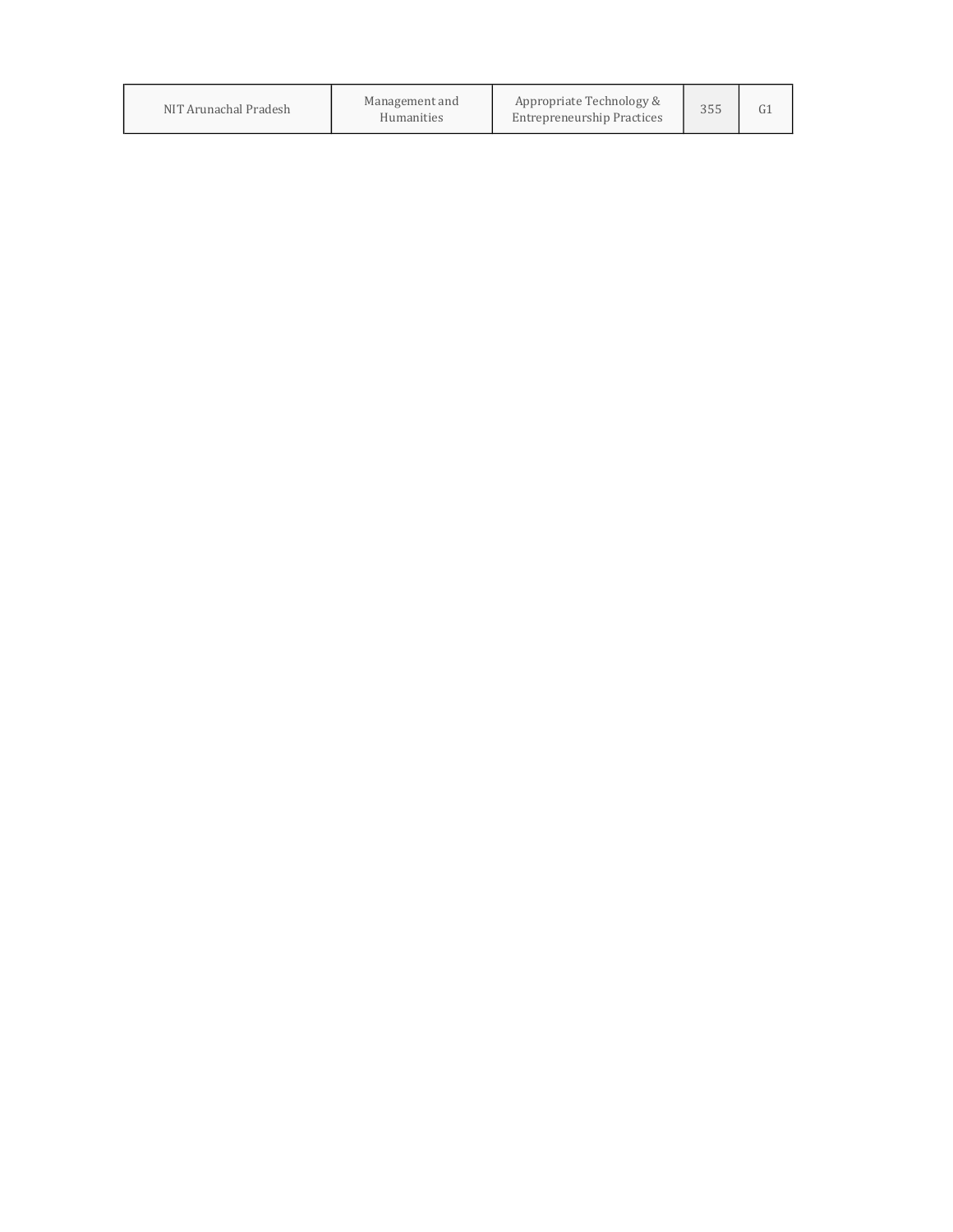| | | | | |
|---|---|---|---|---|
| NIT Arunachal Pradesh | Management and Humanities | Appropriate Technology & Entrepreneurship Practices | 355 | G1 |